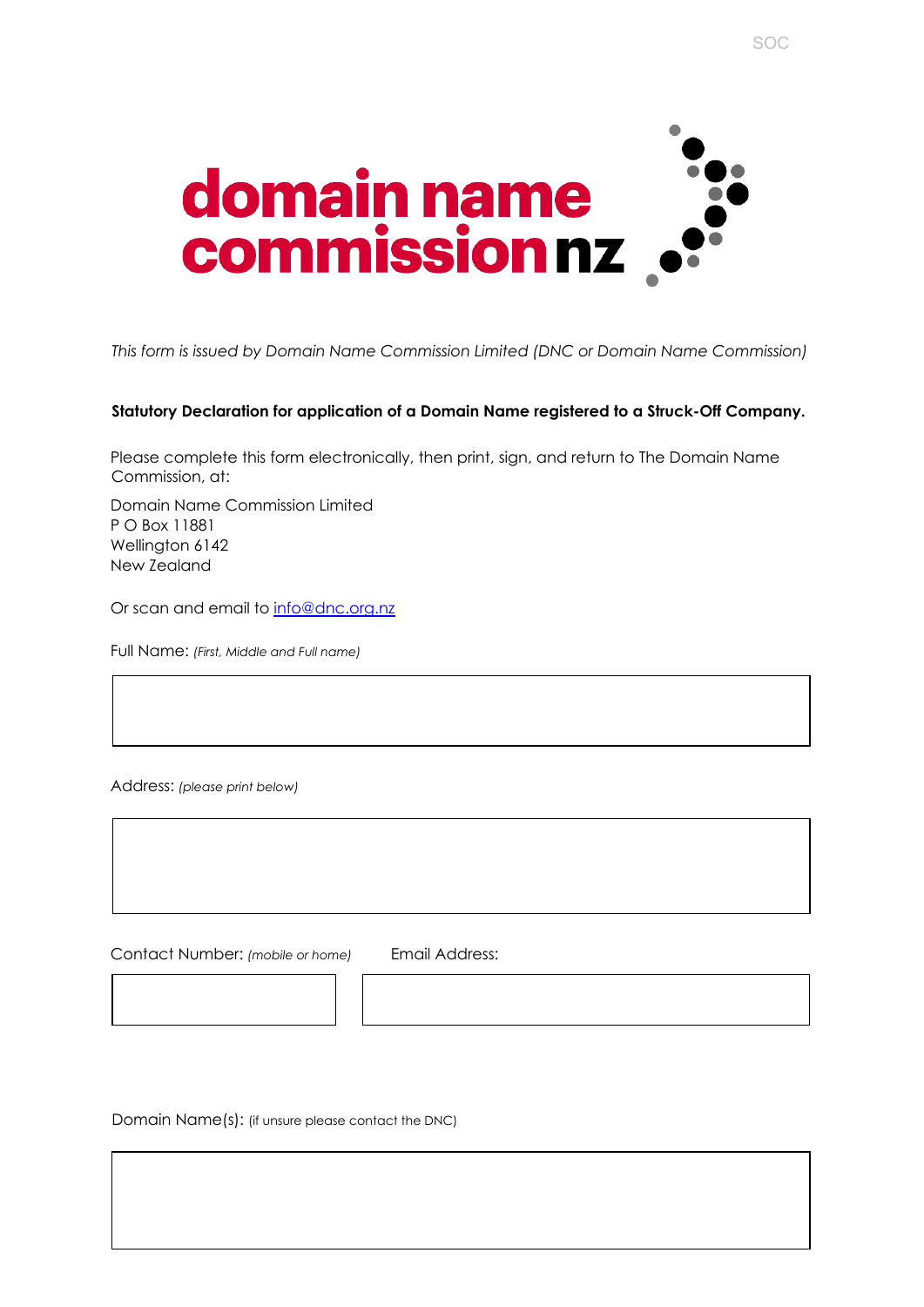SOC

domain name commission nz

*This form is issued by Domain Name Commission Limited (DNC or Domain Name Commission)*

**Statutory Declaration for application of a Domain Name registered to a Struck-Off Company.**

Please complete this form electronically, then print, sign, and return to The Domain Name Commission, at:

Domain Name Commission Limited
P O Box 11881
Wellington 6142
New Zealand

Or scan and email to info@dnc.org.nz

Full Name: *(First, Middle and Full name)*

Address: *(please print below)*

Contact Number: *(mobile or home)*

Email Address:

Domain Name(s): (if unsure please contact the DNC)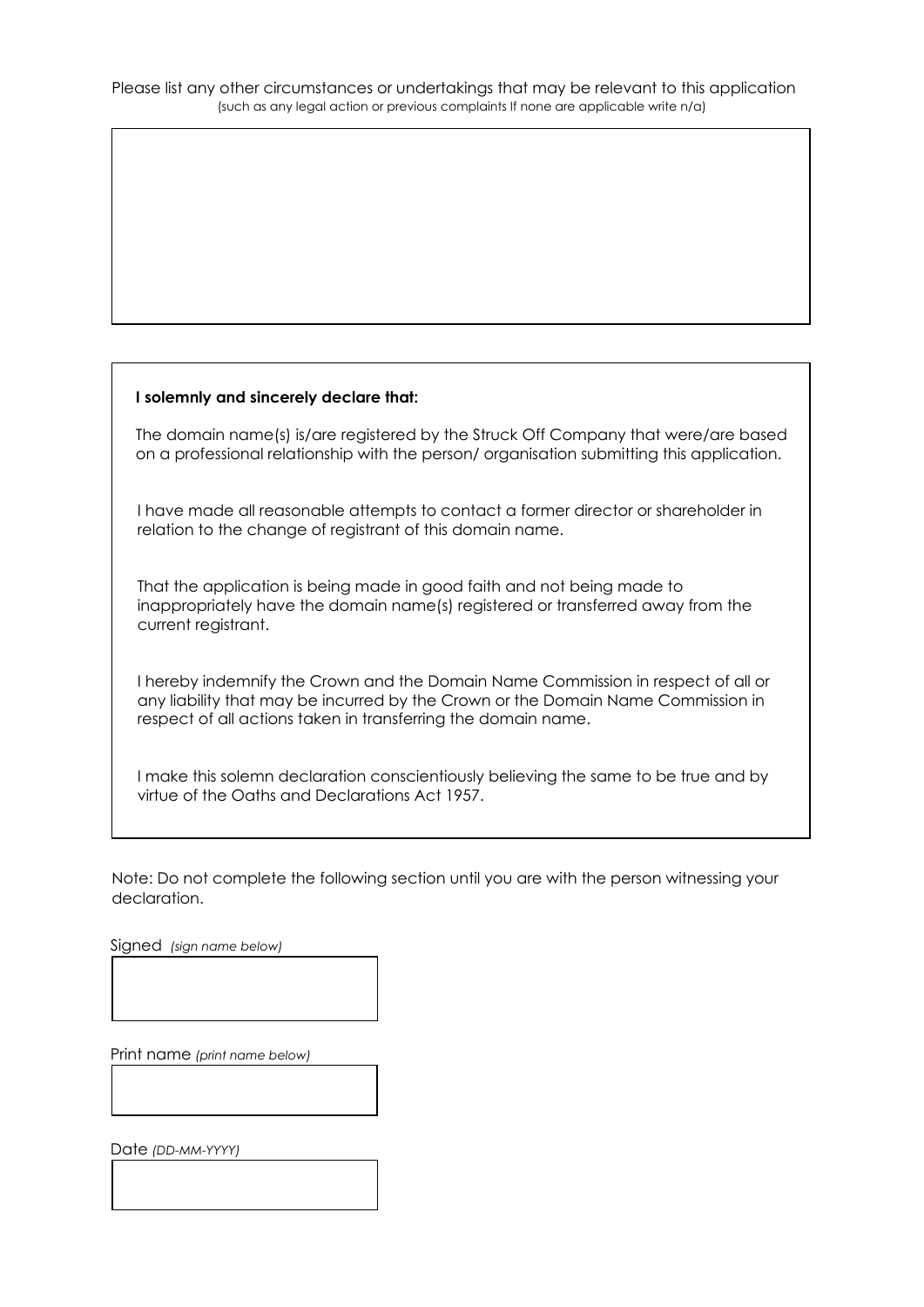Please list any other circumstances or undertakings that may be relevant to this application
(such as any legal action or previous complaints If none are applicable write n/a)

**I solemnly and sincerely declare that:**

The domain name(s) is/are registered by the Struck Off Company that were/are based on a professional relationship with the person/ organisation submitting this application.

I have made all reasonable attempts to contact a former director or shareholder in relation to the change of registrant of this domain name.

That the application is being made in good faith and not being made to inappropriately have the domain name(s) registered or transferred away from the current registrant.

I hereby indemnify the Crown and the Domain Name Commission in respect of all or any liability that may be incurred by the Crown or the Domain Name Commission in respect of all actions taken in transferring the domain name.

I make this solemn declaration conscientiously believing the same to be true and by virtue of the Oaths and Declarations Act 1957.

Note: Do not complete the following section until you are with the person witnessing your declaration.

Signed *(sign name below)*

Print name *(print name below)*

Date *(DD-MM-YYYY)*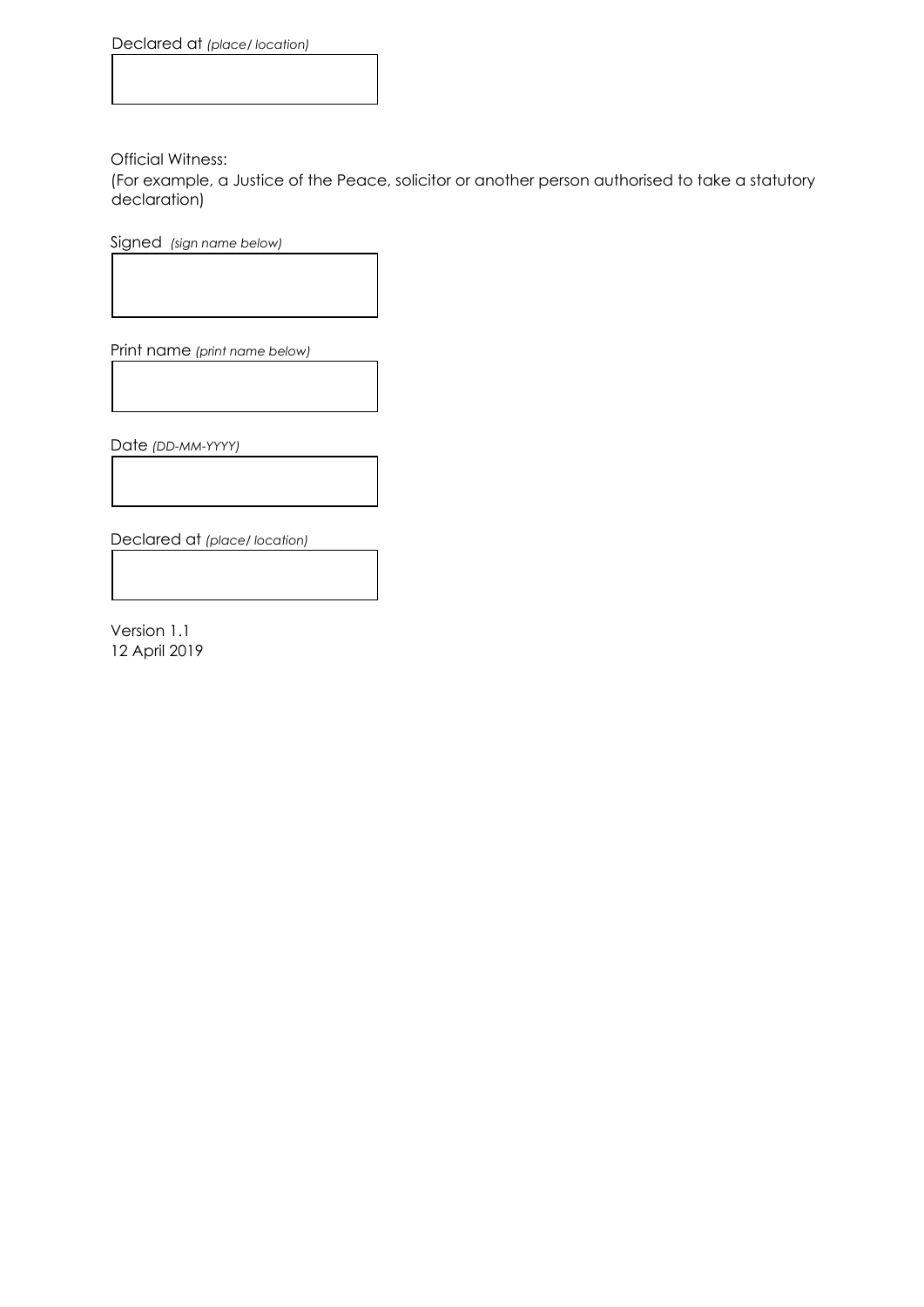Declared at *(place/ location)*

Official Witness:

(For example, a Justice of the Peace, solicitor or another person authorised to take a statutory declaration)

Signed *(sign name below)*

Print name *(print name below)*

Date *(DD-MM-YYYY)*

Declared at *(place/ location)*

Version 1.1
12 April 2019